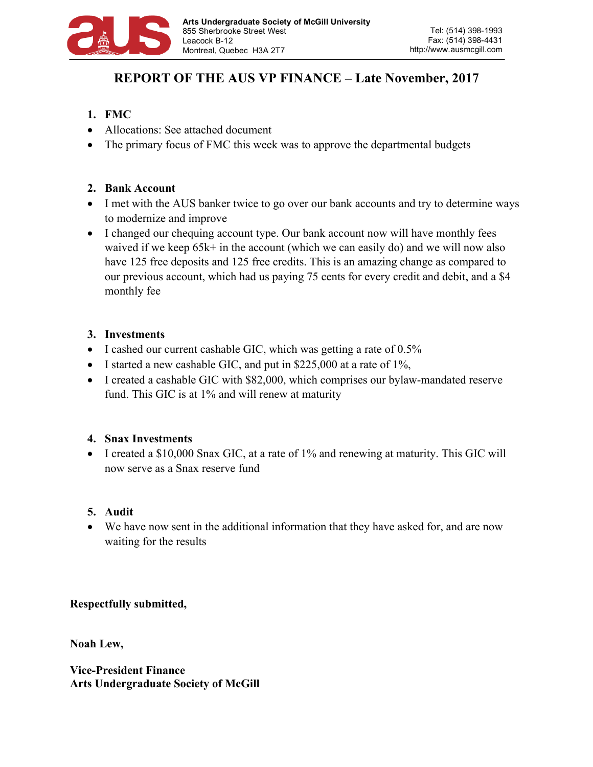**Arts Undergraduate Society of McGill University**
855 Sherbrooke Street West
Leacock B-12
Montreal, Quebec H3A 2T7

Tel: (514) 398-1993
Fax: (514) 398-4431
http://www.ausmcgill.com

# REPORT OF THE AUS VP FINANCE – Late November, 2017

1. **FMC**

- Allocations: See attached document
- The primary focus of FMC this week was to approve the departmental budgets

2. **Bank Account**

- I met with the AUS banker twice to go over our bank accounts and try to determine ways to modernize and improve
- I changed our chequing account type. Our bank account now will have monthly fees waived if we keep 65k+ in the account (which we can easily do) and we will now also have 125 free deposits and 125 free credits. This is an amazing change as compared to our previous account, which had us paying 75 cents for every credit and debit, and a $4 monthly fee

3. **Investments**

- I cashed our current cashable GIC, which was getting a rate of 0.5%
- I started a new cashable GIC, and put in $225,000 at a rate of 1%,
- I created a cashable GIC with $82,000, which comprises our bylaw-mandated reserve fund. This GIC is at 1% and will renew at maturity

4. **Snax Investments**

- I created a $10,000 Snax GIC, at a rate of 1% and renewing at maturity. This GIC will now serve as a Snax reserve fund

5. **Audit**

- We have now sent in the additional information that they have asked for, and are now waiting for the results

**Respectfully submitted,**

**Noah Lew,**

**Vice-President Finance**
**Arts Undergraduate Society of McGill**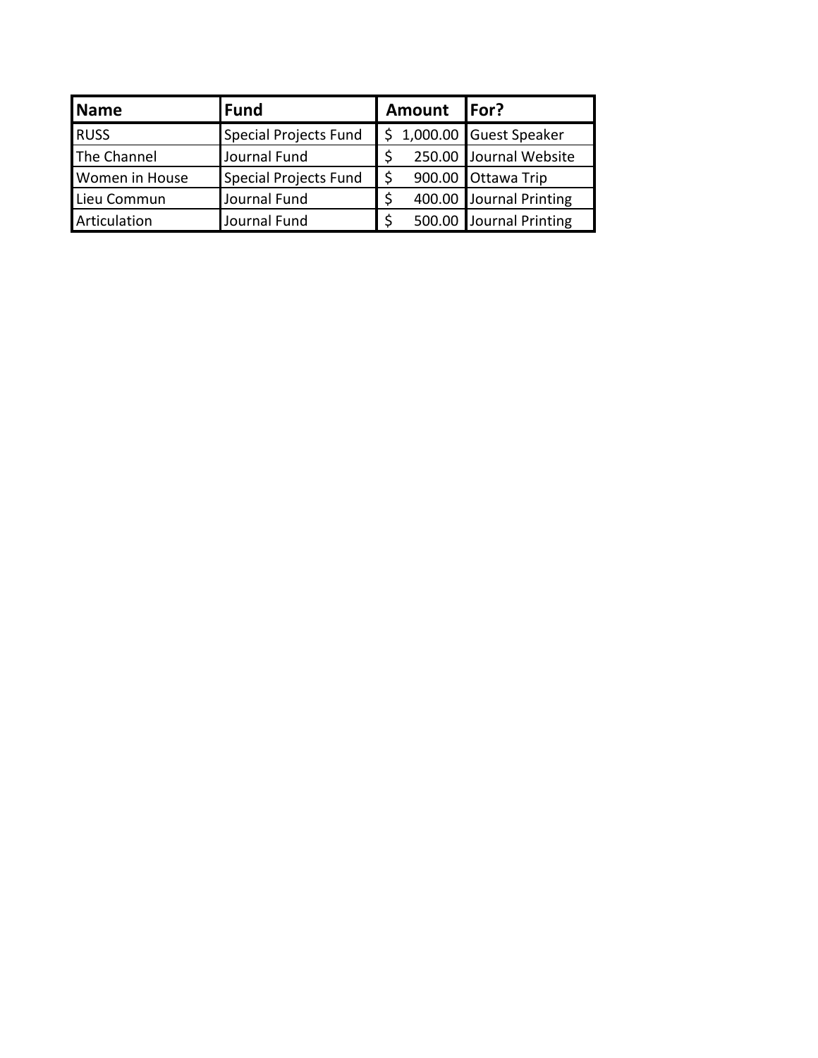| Name | Fund | Amount | For? |
|---|---|---|---|
| RUSS | Special Projects Fund | $ 1,000.00 | Guest Speaker |
| The Channel | Journal Fund | $ 250.00 | Journal Website |
| Women in House | Special Projects Fund | $ 900.00 | Ottawa Trip |
| Lieu Commun | Journal Fund | $ 400.00 | Journal Printing |
| Articulation | Journal Fund | $ 500.00 | Journal Printing |